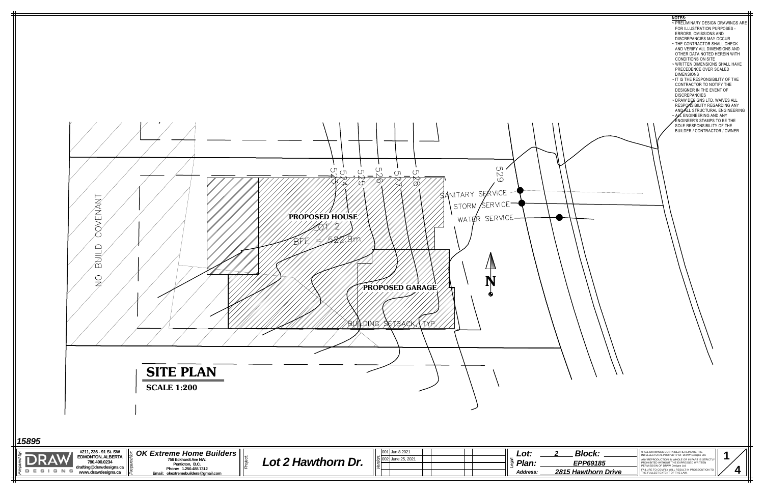**NOTES:**

- PRELIMINARY DESIGN DRAWINGS ARE FOR ILLUSTRATION PURPOSES - ERRORS, OMISSIONS AND DISCREPANCIES MAY OCCUR
- THE CONTRACTOR SHALL CHECK AND VERIFY ALL DIMENSIONS AND OTHER DATA NOTED HEREIN WITH CONDITIONS ON SITE
- WRITTEN DIMENSIONS SHALL HAVE PRECEDENCE OVER SCALED DIMENSIONS
- IT IS THE RESPONSIBILITY OF THE CONTRACTOR TO NOTIFY THE DESIGNER IN THE EVENT OF DISCREPANCIES
- DRAW DESIGNS LTD. WAIVES ALL RESPONSIBILITY REGARDING ANY AND ALL STRUCTURAL ENGINEERING
- ALL ENGINEERING AND ANY ENGINEER'S STAMPS TO BE THE SOLE RESPONSIBILITY OF THE BUILDER / CONTRACTOR / OWNER

NO BUILD COVENANT

523 524 525 526 527 528 529

PROPOSED HOUSE
LOT 2
BFE = 522.9m

PROPOSED GARAGE

BUILDING SETBACK, TYP.

SANITARY SERVICE
STORM SERVICE
WATER SERVICE

N

# SITE PLAN

**SCALE 1:200**

15895

| Prepared by: DRAW DESIGNS | Prepared for: | Project: | Version | Legal: |
|---|---|---|---|---|
| #211, 236 - 91 St. SW<br>EDMONTON, ALBERTA<br>780.490.0234<br>drafting@drawdesigns.ca<br>www.drawdesigns.ca | **OK Extreme Home Builders**<br>756 Eckhardt Ave NW.<br>Penticton, B.C.<br>Phone: 1.250.488.7312<br>Email: okextremebuilders@gmail.com | **Lot 2 Hawthorn Dr.** | 001 Jun 8 2021<br>002 June 25, 2021 | Lot: 2 Block:<br>Plan: EPP69185<br>Address: 2815 Hawthorn Drive |

© ALL DRAWINGS CONTAINED HEREIN ARE THE INTELLECTUAL PROPERTY OF DRAW Designs Ltd.
ANY REPRODUCTION IN WHOLE OR IN PART IS STRICTLY PROHIBITED WITHOUT THE EXPRESSED WRITTEN PERMISSION OF DRAW Designs Ltd.
FAILURE TO COMPLY WILL RESULT IN PROSECUTION TO THE FULLEST EXTENT OF THE LAW.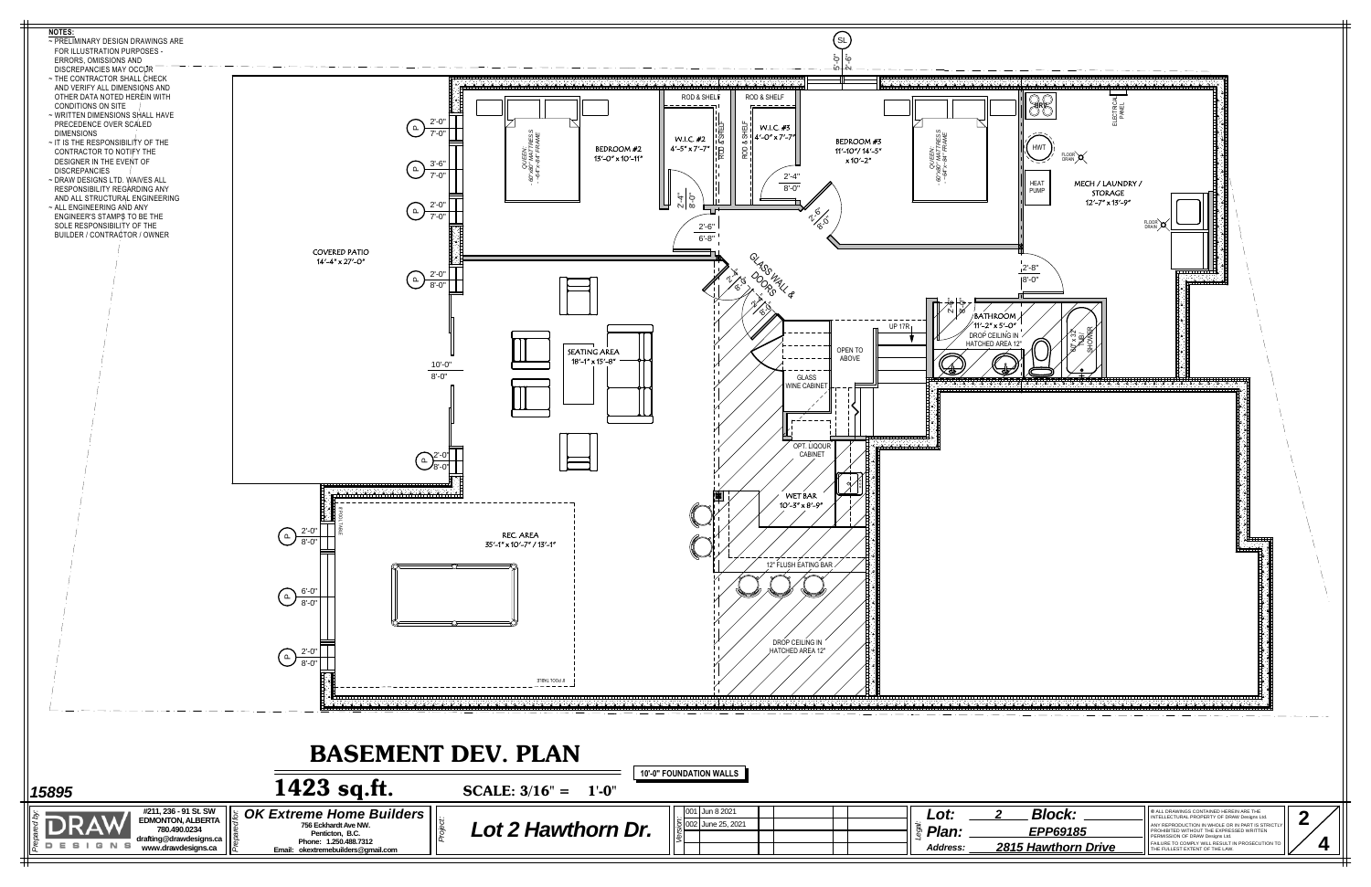**NOTES:**

- PRELIMINARY DESIGN DRAWINGS ARE FOR ILLUSTRATION PURPOSES - ERRORS, OMISSIONS AND DISCREPANCIES MAY OCCUR
- THE CONTRACTOR SHALL CHECK AND VERIFY ALL DIMENSIONS AND OTHER DATA NOTED HEREIN WITH CONDITIONS ON SITE
- WRITTEN DIMENSIONS SHALL HAVE PRECEDENCE OVER SCALED DIMENSIONS
- IT IS THE RESPONSIBILITY OF THE CONTRACTOR TO NOTIFY THE DESIGNER IN THE EVENT OF DISCREPANCIES
- DRAW DESIGNS LTD. WAIVES ALL RESPONSIBILITY REGARDING ANY AND ALL STRUCTURAL ENGINEERING
- ALL ENGINEERING AND ANY ENGINEER'S STAMPS TO BE THE SOLE RESPONSIBILITY OF THE BUILDER / CONTRACTOR / OWNER

SL 5'-0" 2'-6"

COVERED PATIO 14'-4" x 27'-0"

P 2'-0" 7'-0"
P 3'-6" 7'-0"
P 2'-0" 7'-0"
P 2'-0" 8'-0"
10'-0" 8'-0"
P 2'-0" 8'-0"
P 2'-0" 8'-0"
P 6'-0" 8'-0"
P 2'-0" 8'-0"

BEDROOM #2 13'-0" x 10'-11"
QUEEN: 60"x80" MATTRESS - 64"x 84" FRAME

ROD & SHELF
W.I.C. #2 4'-5" x 7'-7"
ROD & SHELF
ROD & SHELF
W.I.C. #3 4'-0" x 7'-7"
2'-4" 8'-0"
2'-6" 6'-8"
2'-4" 8'-0"
2'-6" 8'-0"

BEDROOM #3 11'-10" / 14'-5" x 10'-2"
QUEEN: 60"x80" MATTRESS - 64"x 84" FRAME

HRV
HWT
HEAT PUMP
ELECTRICAL PANEL
FLOOR DRAIN
MECH / LAUNDRY / STORAGE 12'-7" x 13'-9"
FLOOR DRAIN

2'-8" 8'-0"

GLASS WALL & DOORS
2'-4" 8'-0"
2'-4" 8'-0"

SEATING AREA 18'-1" x 15'-8"

UP 17R
OPEN TO ABOVE
GLASS WINE CABINET
2'-4" 8'-0"

BATHROOM 11'-2" x 5'-0"
DROP CEILING IN HATCHED AREA 12"
60" x 32" TUB / SHOWER

OPT. LIQOUR CABINET
WET BAR 10'-3" x 8'-9"
12" FLUSH EATING BAR
DROP CEILING IN HATCHED AREA 12"

REC. AREA 35'-1" x 10'-7" / 13'-1"
8' POOL TABLE

# BASEMENT DEV. PLAN

## 1423 sq.ft.

**SCALE: 3/16" = 1'-0"**

10'-0" FOUNDATION WALLS

15895

Prepared by: DRAW DESIGNS
#211, 236 - 91 St. SW
EDMONTON, ALBERTA
780.490.0234
drafting@drawdesigns.ca
www.drawdesigns.ca

Prepared for: **OK Extreme Home Builders**
756 Eckhardt Ave NW.
Penticton, B.C.
Phone: 1.250.488.7312
Email: okextremebuilders@gmail.com

Project: **Lot 2 Hawthorn Dr.**

| Version | Date |
|---|---|
| 001 | Jun 8 2021 |
| 002 | June 25, 2021 |

Legal:
Lot: 2 Block:
Plan: EPP69185
Address: 2815 Hawthorn Drive

© ALL DRAWINGS CONTAINED HEREIN ARE THE INTELLECTUAL PROPERTY OF DRAW Designs Ltd.
ANY REPRODUCTION IN WHOLE OR IN PART IS STRICTLY PROHIBITED WITHOUT THE EXPRESSED WRITTEN PERMISSION OF DRAW Designs Ltd.
FAILURE TO COMPLY WILL RESULT IN PROSECUTION TO THE FULLEST EXTENT OF THE LAW.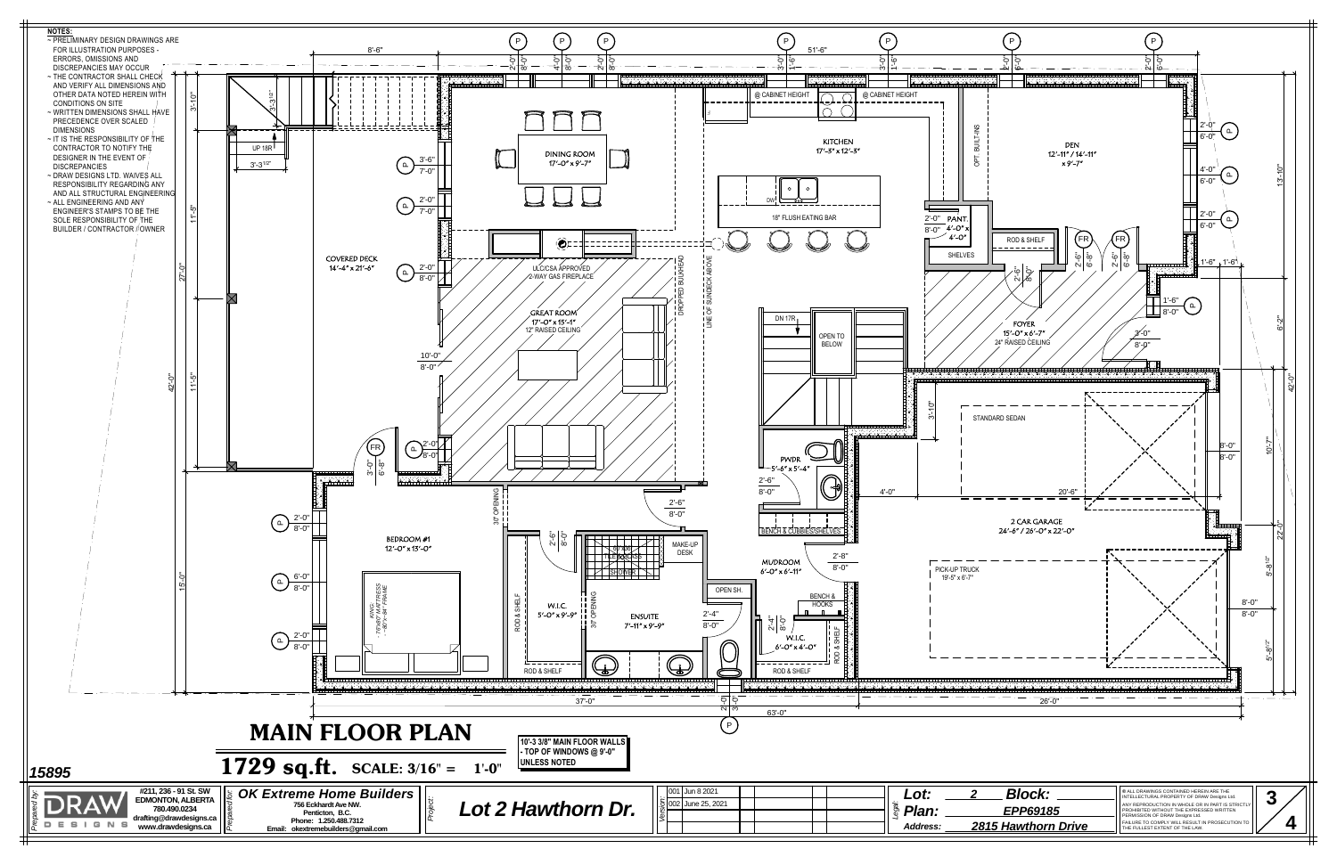**NOTES:**

- PRELIMINARY DESIGN DRAWINGS ARE FOR ILLUSTRATION PURPOSES - ERRORS, OMISSIONS AND DISCREPANCIES MAY OCCUR
- THE CONTRACTOR SHALL CHECK AND VERIFY ALL DIMENSIONS AND OTHER DATA NOTED HEREIN WITH CONDITIONS ON SITE
- WRITTEN DIMENSIONS SHALL HAVE PRECEDENCE OVER SCALED DIMENSIONS
- IT IS THE RESPONSIBILITY OF THE CONTRACTOR TO NOTIFY THE DESIGNER IN THE EVENT OF DISCREPANCIES
- DRAW DESIGNS LTD. WAIVES ALL RESPONSIBILITY REGARDING ANY AND ALL STRUCTURAL ENGINEERING
- ALL ENGINEERING AND ANY ENGINEER'S STAMPS TO BE THE SOLE RESPONSIBILITY OF THE BUILDER / CONTRACTOR / OWNER

COVERED DECK 14'-4" x 21'-6"

DINING ROOM 17'-0" x 9'-7"

GREAT ROOM 17'-0" x 15'-1" 12" RAISED CEILING

ULC/CSA APPROVED 2-WAY GAS FIREPLACE

KITCHEN 17'-3" x 12'-3"

18" FLUSH EATING BAR

DEN 12'-11" / 14'-11" x 9'-7"

PANT. 4'-0" x 4'-0"

FOYER 15'-0" x 6'-7" 24" RAISED CEILING

PWDR 5'-6" x 5'-4"

MUDROOM 6'-0" x 6'-11"

W.I.C. 6'-0" x 4'-0"

2 CAR GARAGE 24'-6" / 26'-0" x 22'-0"

STANDARD SEDAN

PICK-UP TRUCK 19'-5" x 6'-7"

BEDROOM #1 12'-0" x 13'-0"

W.I.C. 5'-0" x 9'-9"

ENSUITE 7'-11" x 9'-9"

# MAIN FLOOR PLAN

## 1729 sq.ft. SCALE: 3/16" = 1'-0"

**10'-3 3/8" MAIN FLOOR WALLS - TOP OF WINDOWS @ 9'-0" UNLESS NOTED**

15895

DRAW DESIGNS — #211, 236 - 91 St. SW EDMONTON, ALBERTA 780.490.0234 drafting@drawdesigns.ca www.drawdesigns.ca

Prepared for: **OK Extreme Home Builders** 756 Eckhardt Ave NW. Penticton, B.C. Phone: 1.250.488.7312 Email: okextremebuilders@gmail.com

Project: **Lot 2 Hawthorn Dr.**

| Version | Date |
|---|---|
| 001 | Jun 8 2021 |
| 002 | June 25, 2021 |

Lot: 2 Block:
Plan: EPP69185
Address: 2815 Hawthorn Drive

© ALL DRAWINGS CONTAINED HEREIN ARE THE INTELLECTUAL PROPERTY OF DRAW Designs Ltd. ANY REPRODUCTION IN WHOLE OR IN PART IS STRICTLY PROHIBITED WITHOUT THE EXPRESSED WRITTEN PERMISSION OF DRAW Designs Ltd. FAILURE TO COMPLY WILL RESULT IN PROSECUTION TO THE FULLEST EXTENT OF THE LAW.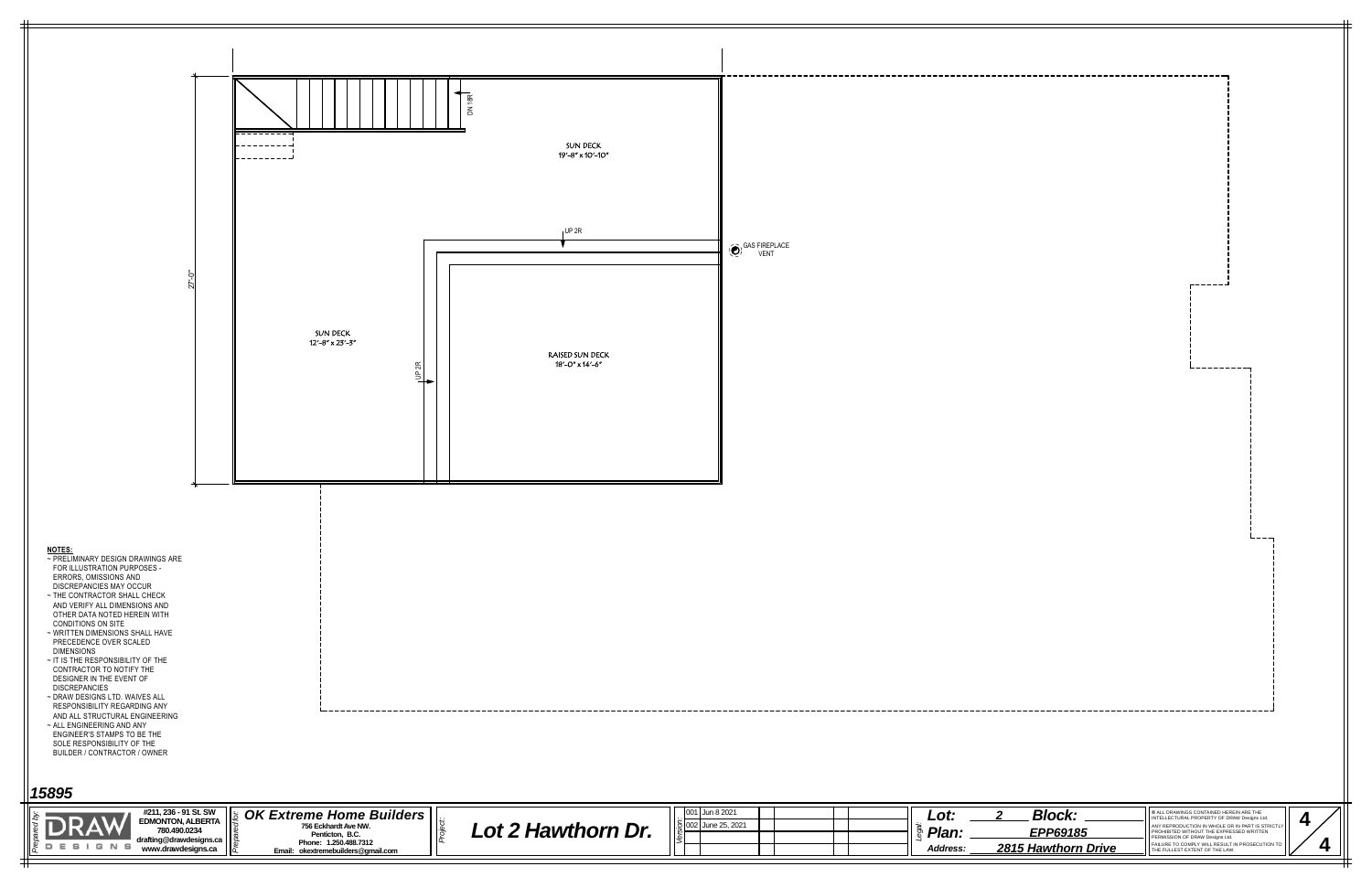SUN DECK
19'-8" x 10'-10"

DN 18R

UP 2R

GAS FIREPLACE VENT

27'-0"

SUN DECK
12'-8" x 23'-3"

UP 2R

RAISED SUN DECK
18'-0" x 14'-6"

**NOTES:**

- ~ PRELIMINARY DESIGN DRAWINGS ARE FOR ILLUSTRATION PURPOSES - ERRORS, OMISSIONS AND DISCREPANCIES MAY OCCUR
- ~ THE CONTRACTOR SHALL CHECK AND VERIFY ALL DIMENSIONS AND OTHER DATA NOTED HEREIN WITH CONDITIONS ON SITE
- ~ WRITTEN DIMENSIONS SHALL HAVE PRECEDENCE OVER SCALED DIMENSIONS
- ~ IT IS THE RESPONSIBILITY OF THE CONTRACTOR TO NOTIFY THE DESIGNER IN THE EVENT OF DISCREPANCIES
- ~ DRAW DESIGNS LTD. WAIVES ALL RESPONSIBILITY REGARDING ANY AND ALL STRUCTURAL ENGINEERING
- ~ ALL ENGINEERING AND ANY ENGINEER'S STAMPS TO BE THE SOLE RESPONSIBILITY OF THE BUILDER / CONTRACTOR / OWNER

*15895*

Prepared by: DRAW DESIGNS
#211, 236 - 91 St. SW
EDMONTON, ALBERTA
780.490.0234
drafting@drawdesigns.ca
www.drawdesigns.ca

Prepared for: **OK Extreme Home Builders**
756 Eckhardt Ave NW.
Penticton, B.C.
Phone: 1.250.488.7312
Email: okextremebuilders@gmail.com

Project: ***Lot 2 Hawthorn Dr.***

| Version | Date |
| --- | --- |
| 001 | Jun 8 2021 |
| 002 | June 25, 2021 |

Legal:
**Lot:** 2 **Block:**
**Plan:** EPP69185
**Address:** 2815 Hawthorn Drive

© ALL DRAWINGS CONTAINED HEREIN ARE THE INTELLECTUAL PROPERTY OF DRAW Designs Ltd.
ANY REPRODUCTION IN WHOLE OR IN PART IS STRICTLY PROHIBITED WITHOUT THE EXPRESSED WRITTEN PERMISSION OF DRAW Designs Ltd.
FAILURE TO COMPLY WILL RESULT IN PROSECUTION TO THE FULLEST EXTENT OF THE LAW.